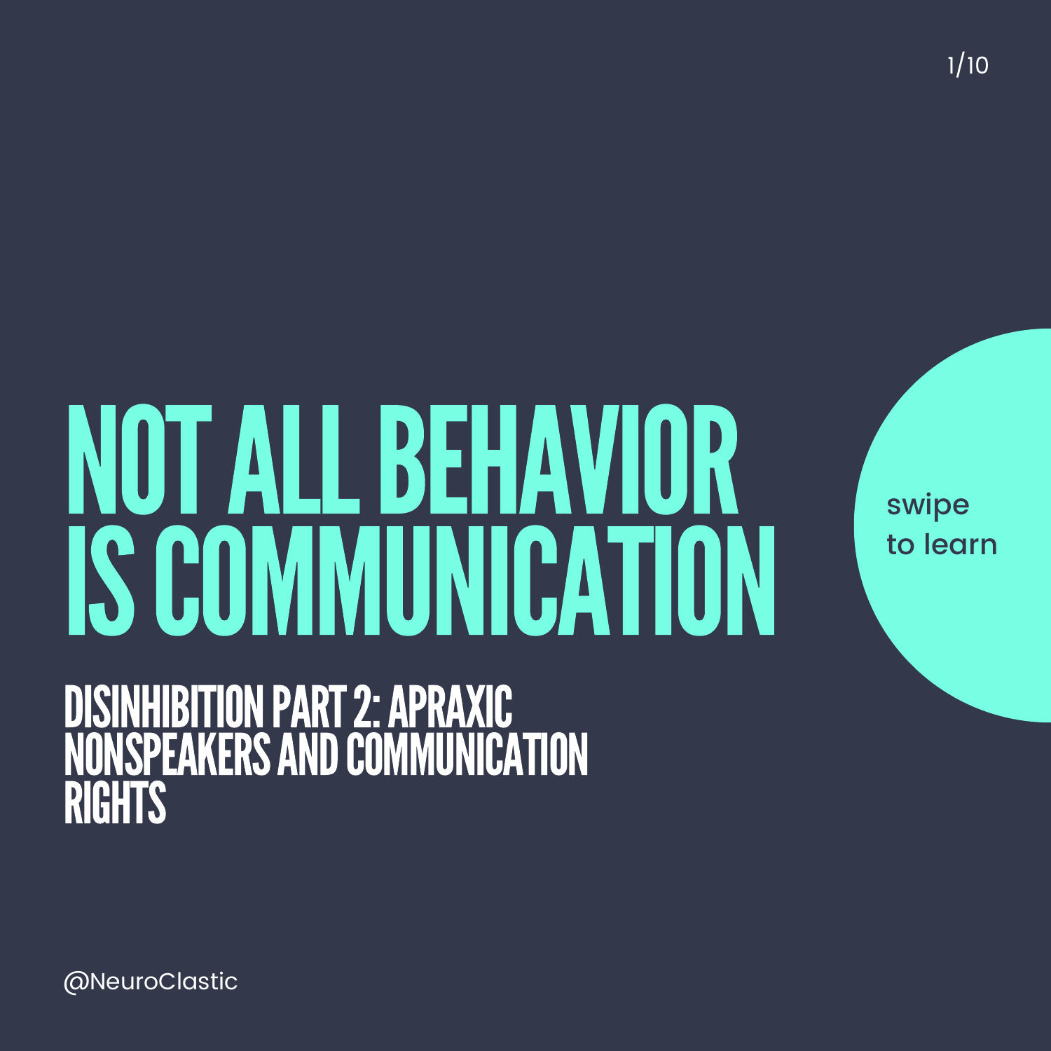# NOT ALL BEHAVIOR IS COMMUNICATION

## DISINHIBITION PART 2: APRAXIC NONSPEAKERS AND COMMUNICATION RIGHTS

swipe to learn

@NeuroClastic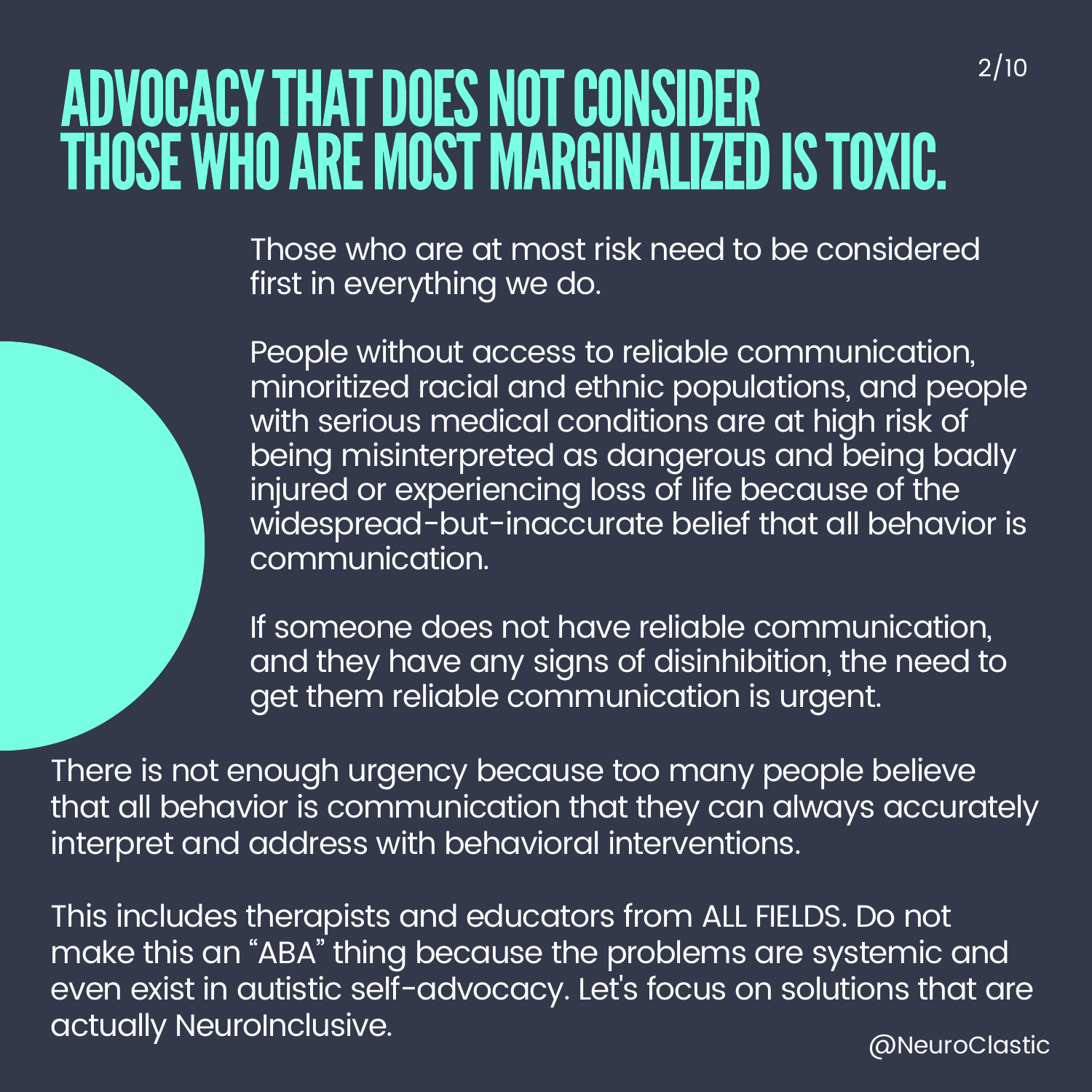# ADVOCACY THAT DOES NOT CONSIDER THOSE WHO ARE MOST MARGINALIZED IS TOXIC.

Those who are at most risk need to be considered first in everything we do.

People without access to reliable communication, minoritized racial and ethnic populations, and people with serious medical conditions are at high risk of being misinterpreted as dangerous and being badly injured or experiencing loss of life because of the widespread-but-inaccurate belief that all behavior is communication.

If someone does not have reliable communication, and they have any signs of disinhibition, the need to get them reliable communication is urgent.

There is not enough urgency because too many people believe that all behavior is communication that they can always accurately interpret and address with behavioral interventions.

This includes therapists and educators from ALL FIELDS. Do not make this an "ABA" thing because the problems are systemic and even exist in autistic self-advocacy. Let's focus on solutions that are actually NeuroInclusive.

@NeuroClastic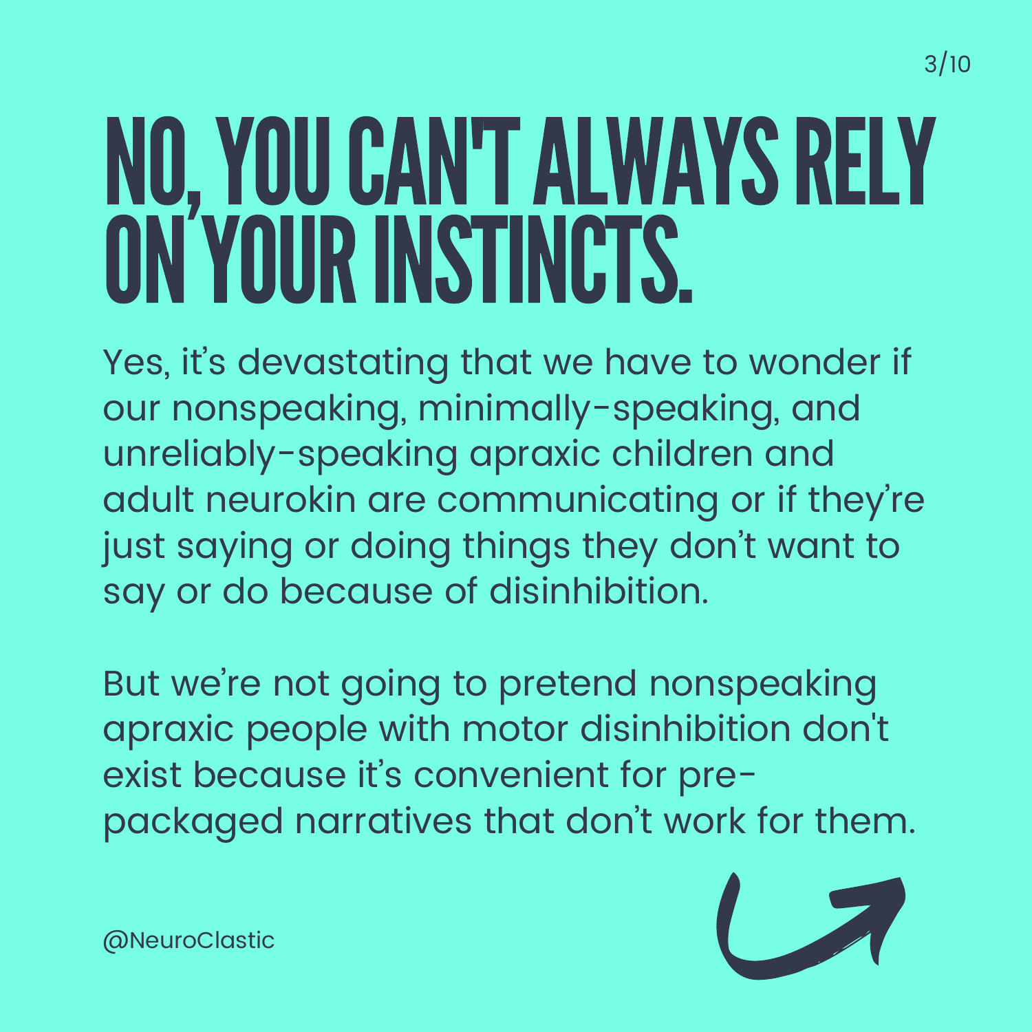# NO, YOU CAN'T ALWAYS RELY ON YOUR INSTINCTS.

Yes, it's devastating that we have to wonder if our nonspeaking, minimally-speaking, and unreliably-speaking apraxic children and adult neurokin are communicating or if they're just saying or doing things they don't want to say or do because of disinhibition.

But we're not going to pretend nonspeaking apraxic people with motor disinhibition don't exist because it's convenient for pre-packaged narratives that don't work for them.

@NeuroClastic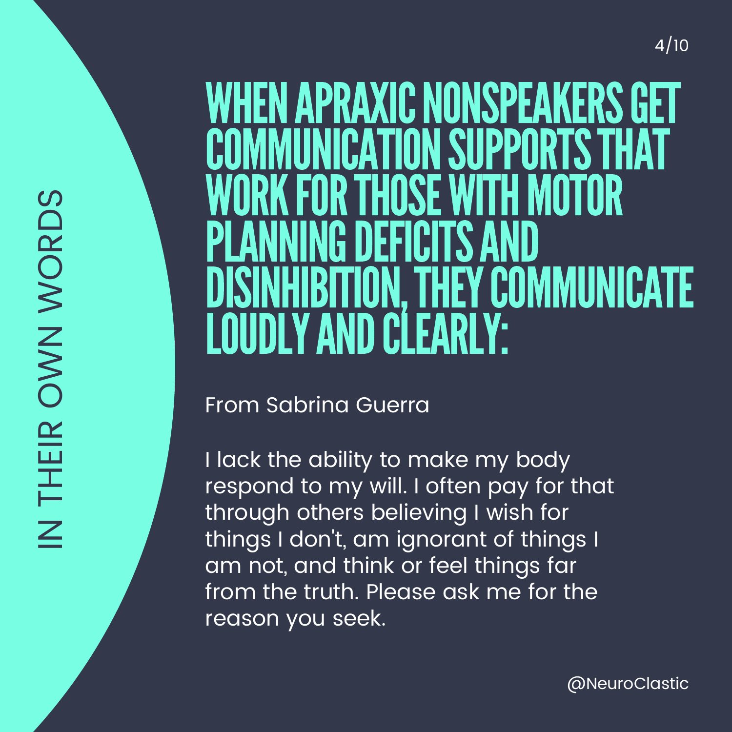IN THEIR OWN WORDS

# WHEN APRAXIC NONSPEAKERS GET COMMUNICATION SUPPORTS THAT WORK FOR THOSE WITH MOTOR PLANNING DEFICITS AND DISINHIBITION, THEY COMMUNICATE LOUDLY AND CLEARLY:

From Sabrina Guerra

I lack the ability to make my body respond to my will. I often pay for that through others believing I wish for things I don't, am ignorant of things I am not, and think or feel things far from the truth. Please ask me for the reason you seek.

@NeuroClastic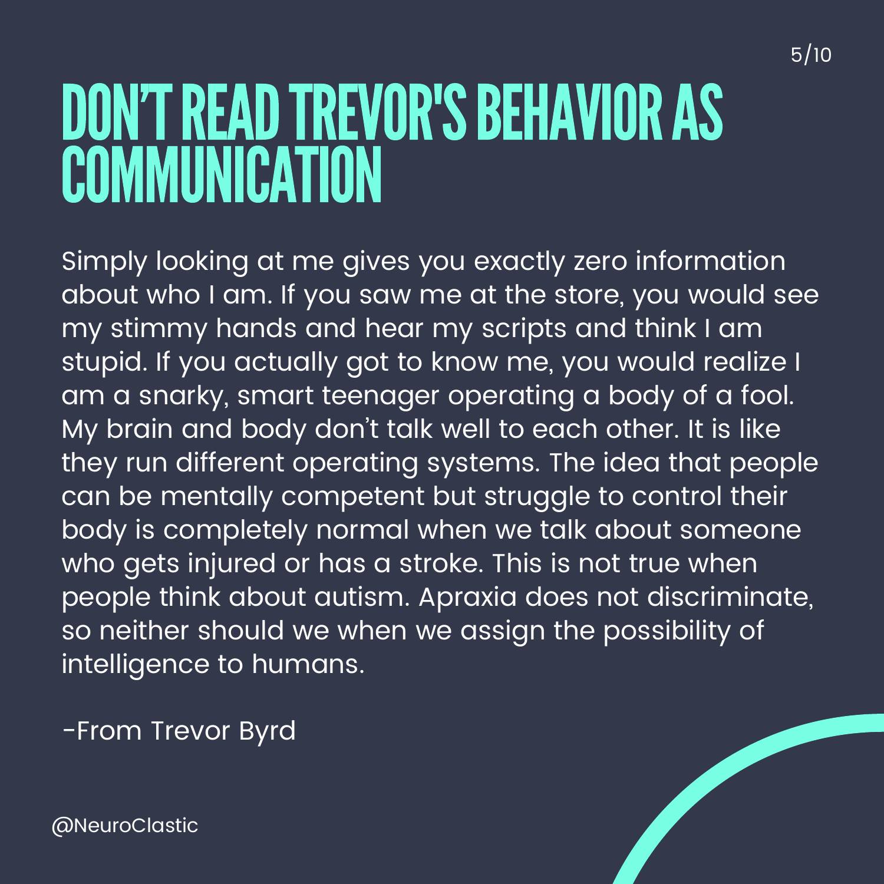# DON'T READ TREVOR'S BEHAVIOR AS COMMUNICATION

Simply looking at me gives you exactly zero information about who I am. If you saw me at the store, you would see my stimmy hands and hear my scripts and think I am stupid. If you actually got to know me, you would realize I am a snarky, smart teenager operating a body of a fool. My brain and body don't talk well to each other. It is like they run different operating systems. The idea that people can be mentally competent but struggle to control their body is completely normal when we talk about someone who gets injured or has a stroke. This is not true when people think about autism. Apraxia does not discriminate, so neither should we when we assign the possibility of intelligence to humans.

-From Trevor Byrd

@NeuroClastic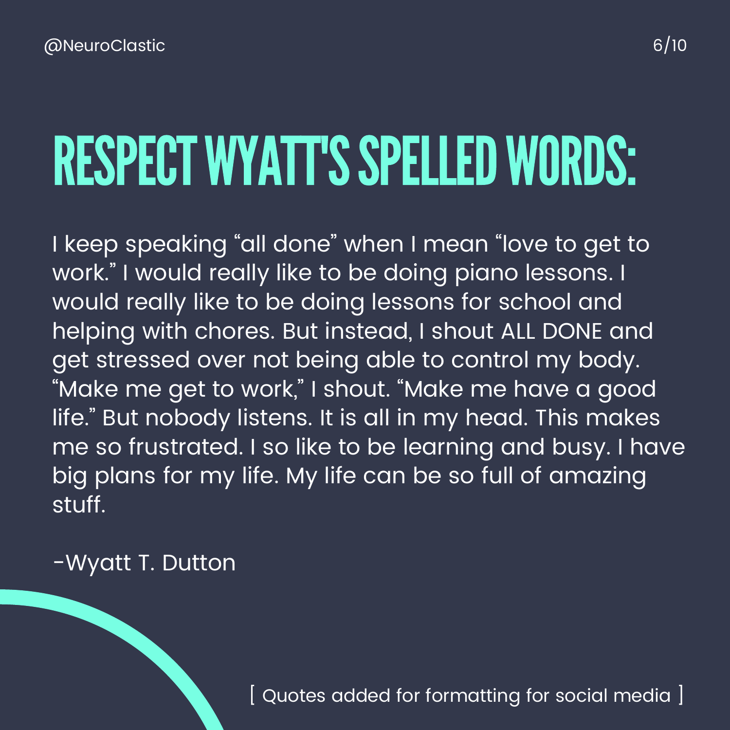# RESPECT WYATT'S SPELLED WORDS:

I keep speaking "all done" when I mean "love to get to work." I would really like to be doing piano lessons. I would really like to be doing lessons for school and helping with chores. But instead, I shout ALL DONE and get stressed over not being able to control my body. "Make me get to work," I shout. "Make me have a good life." But nobody listens. It is all in my head. This makes me so frustrated. I so like to be learning and busy. I have big plans for my life. My life can be so full of amazing stuff.

-Wyatt T. Dutton

[ Quotes added for formatting for social media ]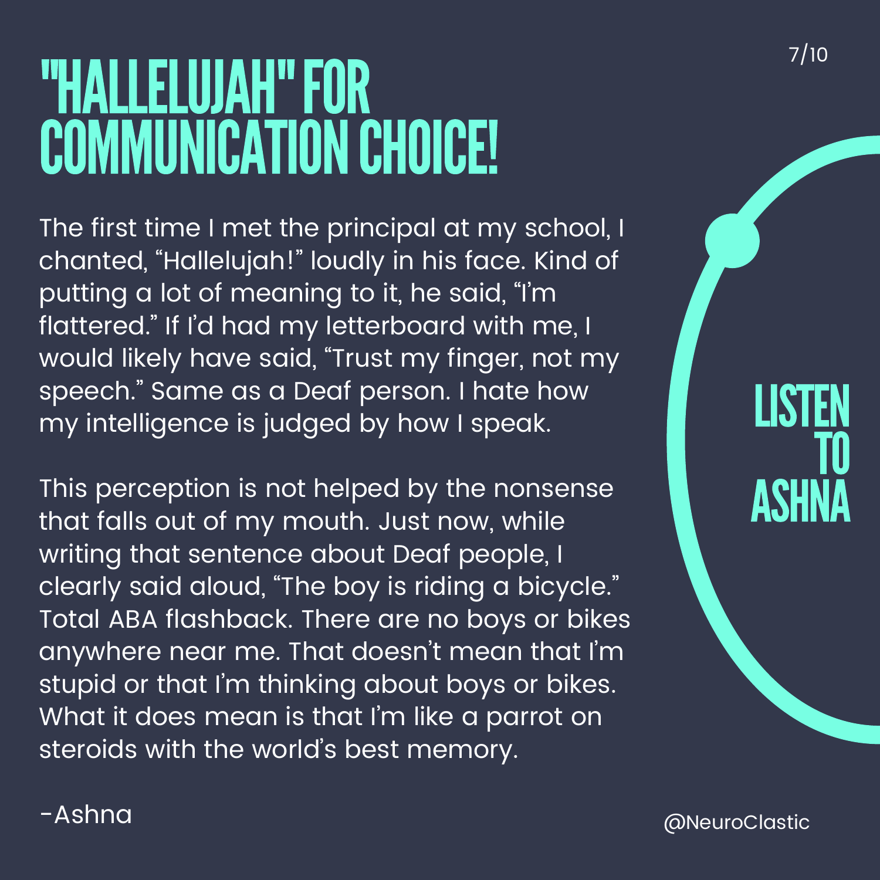# "HALLELUJAH" FOR COMMUNICATION CHOICE!

The first time I met the principal at my school, I chanted, "Hallelujah!" loudly in his face. Kind of putting a lot of meaning to it, he said, "I'm flattered." If I'd had my letterboard with me, I would likely have said, "Trust my finger, not my speech." Same as a Deaf person. I hate how my intelligence is judged by how I speak.

This perception is not helped by the nonsense that falls out of my mouth. Just now, while writing that sentence about Deaf people, I clearly said aloud, "The boy is riding a bicycle." Total ABA flashback. There are no boys or bikes anywhere near me. That doesn't mean that I'm stupid or that I'm thinking about boys or bikes. What it does mean is that I'm like a parrot on steroids with the world's best memory.

-Ashna

LISTEN TO ASHNA

@NeuroClastic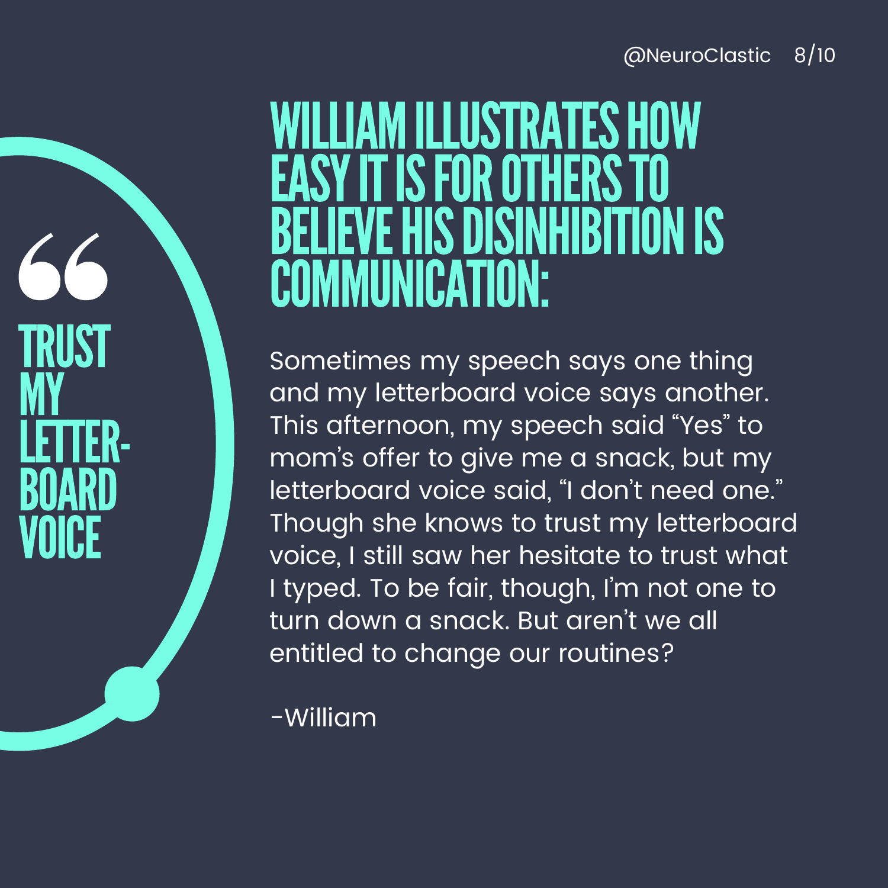“

**TRUST MY LETTER-BOARD VOICE**

# WILLIAM ILLUSTRATES HOW EASY IT IS FOR OTHERS TO BELIEVE HIS DISINHIBITION IS COMMUNICATION:

Sometimes my speech says one thing and my letterboard voice says another. This afternoon, my speech said “Yes” to mom’s offer to give me a snack, but my letterboard voice said, “I don’t need one.” Though she knows to trust my letterboard voice, I still saw her hesitate to trust what I typed. To be fair, though, I’m not one to turn down a snack. But aren’t we all entitled to change our routines?

-William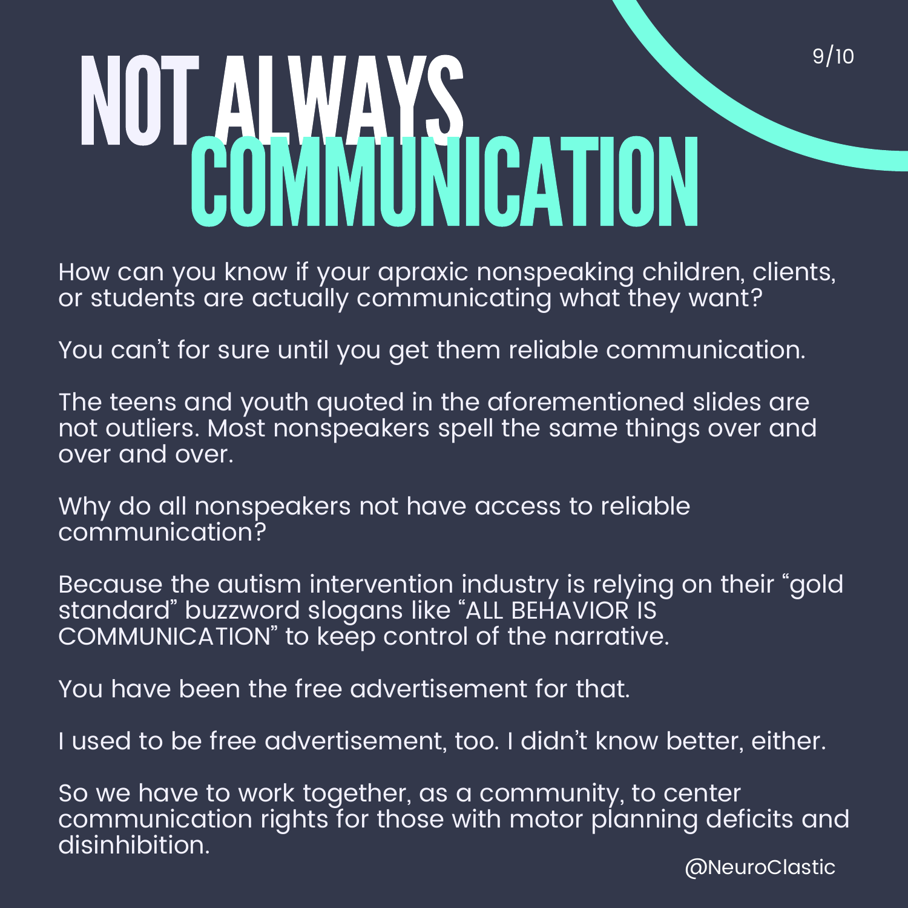# NOT ALWAYS COMMUNICATION

How can you know if your apraxic nonspeaking children, clients, or students are actually communicating what they want?

You can't for sure until you get them reliable communication.

The teens and youth quoted in the aforementioned slides are not outliers. Most nonspeakers spell the same things over and over and over.

Why do all nonspeakers not have access to reliable communication?

Because the autism intervention industry is relying on their "gold standard" buzzword slogans like "ALL BEHAVIOR IS COMMUNICATION" to keep control of the narrative.

You have been the free advertisement for that.

I used to be free advertisement, too. I didn't know better, either.

So we have to work together, as a community, to center communication rights for those with motor planning deficits and disinhibition.

@NeuroClastic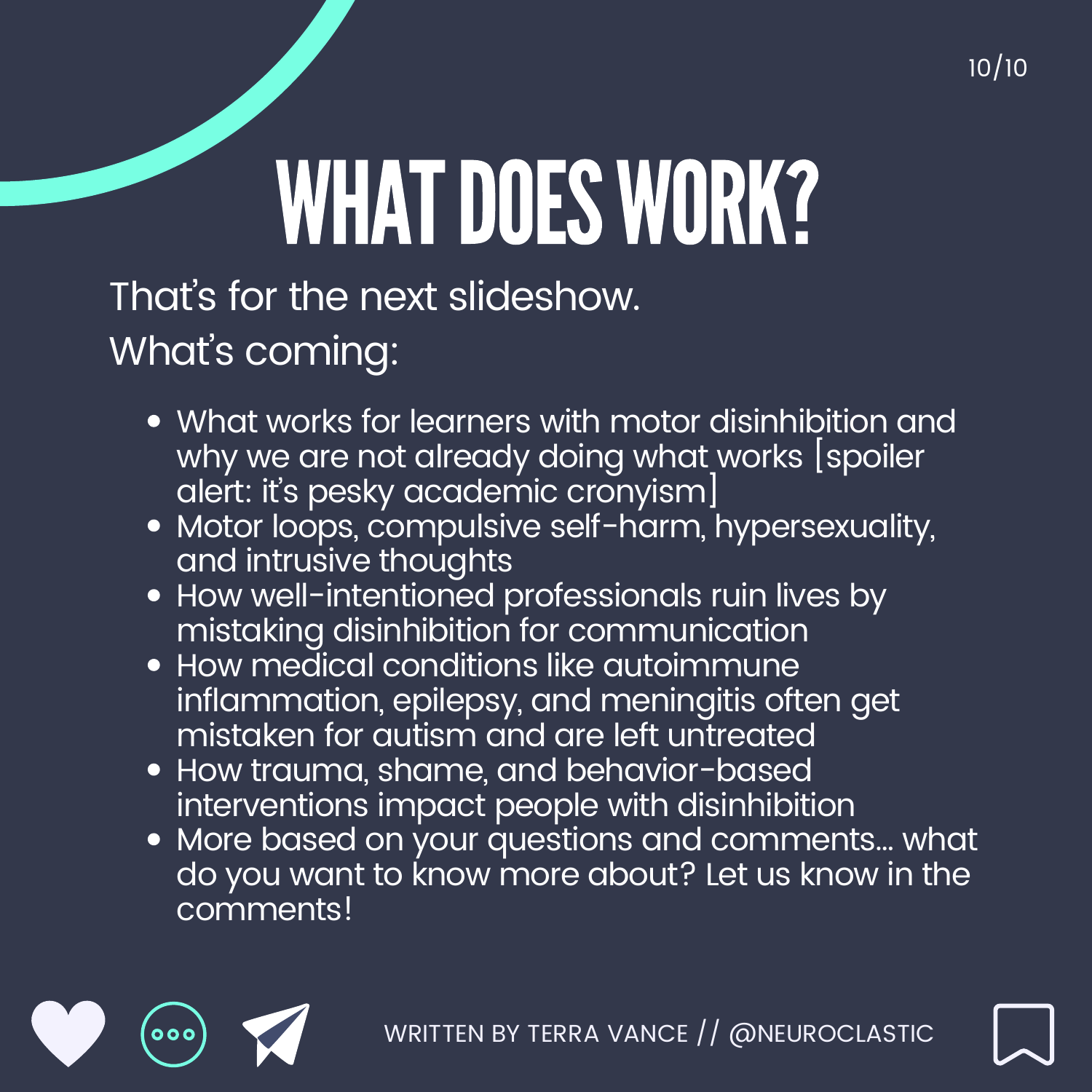# WHAT DOES WORK?

That's for the next slideshow.
What's coming:

- What works for learners with motor disinhibition and why we are not already doing what works [spoiler alert: it's pesky academic cronyism]
- Motor loops, compulsive self-harm, hypersexuality, and intrusive thoughts
- How well-intentioned professionals ruin lives by mistaking disinhibition for communication
- How medical conditions like autoimmune inflammation, epilepsy, and meningitis often get mistaken for autism and are left untreated
- How trauma, shame, and behavior-based interventions impact people with disinhibition
- More based on your questions and comments... what do you want to know more about? Let us know in the comments!

WRITTEN BY TERRA VANCE // @NEUROCLASTIC